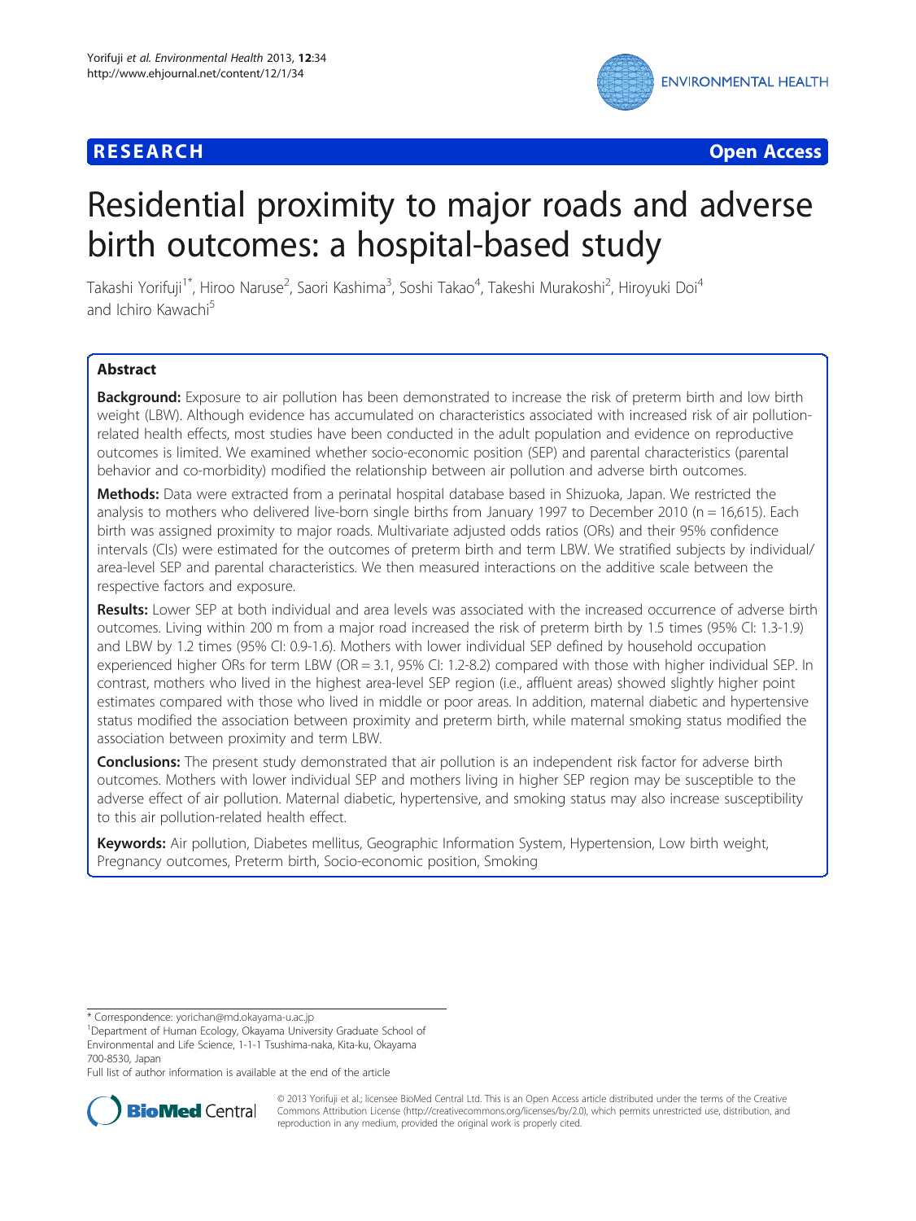**RESEARCH** **Open Access**

# Residential proximity to major roads and adverse birth outcomes: a hospital-based study

Takashi Yorifuji[1*], Hiroo Naruse[2], Saori Kashima[3], Soshi Takao[4], Takeshi Murakoshi[2], Hiroyuki Doi[4] and Ichiro Kawachi[5]

## Abstract

**Background:** Exposure to air pollution has been demonstrated to increase the risk of preterm birth and low birth weight (LBW). Although evidence has accumulated on characteristics associated with increased risk of air pollution-related health effects, most studies have been conducted in the adult population and evidence on reproductive outcomes is limited. We examined whether socio-economic position (SEP) and parental characteristics (parental behavior and co-morbidity) modified the relationship between air pollution and adverse birth outcomes.

**Methods:** Data were extracted from a perinatal hospital database based in Shizuoka, Japan. We restricted the analysis to mothers who delivered live-born single births from January 1997 to December 2010 (n = 16,615). Each birth was assigned proximity to major roads. Multivariate adjusted odds ratios (ORs) and their 95% confidence intervals (CIs) were estimated for the outcomes of preterm birth and term LBW. We stratified subjects by individual/area-level SEP and parental characteristics. We then measured interactions on the additive scale between the respective factors and exposure.

**Results:** Lower SEP at both individual and area levels was associated with the increased occurrence of adverse birth outcomes. Living within 200 m from a major road increased the risk of preterm birth by 1.5 times (95% CI: 1.3-1.9) and LBW by 1.2 times (95% CI: 0.9-1.6). Mothers with lower individual SEP defined by household occupation experienced higher ORs for term LBW (OR = 3.1, 95% CI: 1.2-8.2) compared with those with higher individual SEP. In contrast, mothers who lived in the highest area-level SEP region (i.e., affluent areas) showed slightly higher point estimates compared with those who lived in middle or poor areas. In addition, maternal diabetic and hypertensive status modified the association between proximity and preterm birth, while maternal smoking status modified the association between proximity and term LBW.

**Conclusions:** The present study demonstrated that air pollution is an independent risk factor for adverse birth outcomes. Mothers with lower individual SEP and mothers living in higher SEP region may be susceptible to the adverse effect of air pollution. Maternal diabetic, hypertensive, and smoking status may also increase susceptibility to this air pollution-related health effect.

**Keywords:** Air pollution, Diabetes mellitus, Geographic Information System, Hypertension, Low birth weight, Pregnancy outcomes, Preterm birth, Socio-economic position, Smoking

---

\* Correspondence: yorichan@md.okayama-u.ac.jp

[1]Department of Human Ecology, Okayama University Graduate School of Environmental and Life Science, 1-1-1 Tsushima-naka, Kita-ku, Okayama 700-8530, Japan

Full list of author information is available at the end of the article

© 2013 Yorifuji et al.; licensee BioMed Central Ltd. This is an Open Access article distributed under the terms of the Creative Commons Attribution License (http://creativecommons.org/licenses/by/2.0), which permits unrestricted use, distribution, and reproduction in any medium, provided the original work is properly cited.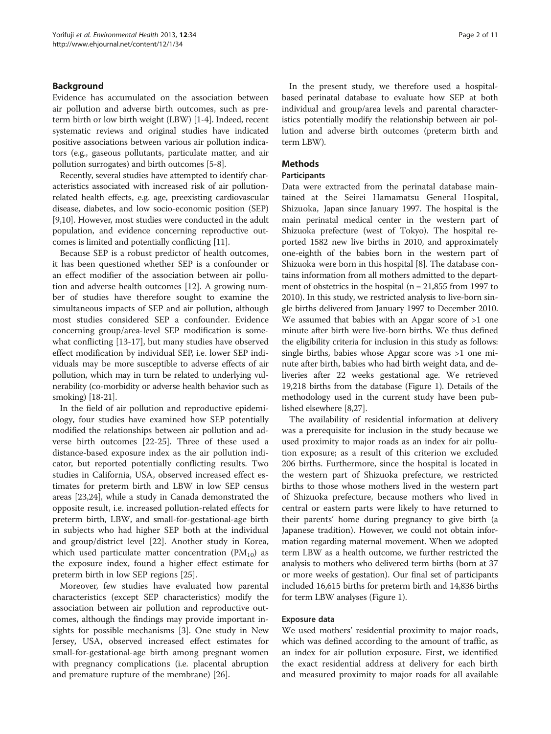## Background

Evidence has accumulated on the association between air pollution and adverse birth outcomes, such as preterm birth or low birth weight (LBW) [1-4]. Indeed, recent systematic reviews and original studies have indicated positive associations between various air pollution indicators (e.g., gaseous pollutants, particulate matter, and air pollution surrogates) and birth outcomes [5-8].

Recently, several studies have attempted to identify characteristics associated with increased risk of air pollution-related health effects, e.g. age, preexisting cardiovascular disease, diabetes, and low socio-economic position (SEP) [9,10]. However, most studies were conducted in the adult population, and evidence concerning reproductive outcomes is limited and potentially conflicting [11].

Because SEP is a robust predictor of health outcomes, it has been questioned whether SEP is a confounder or an effect modifier of the association between air pollution and adverse health outcomes [12]. A growing number of studies have therefore sought to examine the simultaneous impacts of SEP and air pollution, although most studies considered SEP a confounder. Evidence concerning group/area-level SEP modification is somewhat conflicting [13-17], but many studies have observed effect modification by individual SEP, i.e. lower SEP individuals may be more susceptible to adverse effects of air pollution, which may in turn be related to underlying vulnerability (co-morbidity or adverse health behavior such as smoking) [18-21].

In the field of air pollution and reproductive epidemiology, four studies have examined how SEP potentially modified the relationships between air pollution and adverse birth outcomes [22-25]. Three of these used a distance-based exposure index as the air pollution indicator, but reported potentially conflicting results. Two studies in California, USA, observed increased effect estimates for preterm birth and LBW in low SEP census areas [23,24], while a study in Canada demonstrated the opposite result, i.e. increased pollution-related effects for preterm birth, LBW, and small-for-gestational-age birth in subjects who had higher SEP both at the individual and group/district level [22]. Another study in Korea, which used particulate matter concentration ($PM_{10}$) as the exposure index, found a higher effect estimate for preterm birth in low SEP regions [25].

Moreover, few studies have evaluated how parental characteristics (except SEP characteristics) modify the association between air pollution and reproductive outcomes, although the findings may provide important insights for possible mechanisms [3]. One study in New Jersey, USA, observed increased effect estimates for small-for-gestational-age birth among pregnant women with pregnancy complications (i.e. placental abruption and premature rupture of the membrane) [26].

In the present study, we therefore used a hospital-based perinatal database to evaluate how SEP at both individual and group/area levels and parental characteristics potentially modify the relationship between air pollution and adverse birth outcomes (preterm birth and term LBW).

## Methods

### Participants

Data were extracted from the perinatal database maintained at the Seirei Hamamatsu General Hospital, Shizuoka, Japan since January 1997. The hospital is the main perinatal medical center in the western part of Shizuoka prefecture (west of Tokyo). The hospital reported 1582 new live births in 2010, and approximately one-eighth of the babies born in the western part of Shizuoka were born in this hospital [8]. The database contains information from all mothers admitted to the department of obstetrics in the hospital (n = 21,855 from 1997 to 2010). In this study, we restricted analysis to live-born single births delivered from January 1997 to December 2010. We assumed that babies with an Apgar score of >1 one minute after birth were live-born births. We thus defined the eligibility criteria for inclusion in this study as follows: single births, babies whose Apgar score was >1 one minute after birth, babies who had birth weight data, and deliveries after 22 weeks gestational age. We retrieved 19,218 births from the database (Figure 1). Details of the methodology used in the current study have been published elsewhere [8,27].

The availability of residential information at delivery was a prerequisite for inclusion in the study because we used proximity to major roads as an index for air pollution exposure; as a result of this criterion we excluded 206 births. Furthermore, since the hospital is located in the western part of Shizuoka prefecture, we restricted births to those whose mothers lived in the western part of Shizuoka prefecture, because mothers who lived in central or eastern parts were likely to have returned to their parents' home during pregnancy to give birth (a Japanese tradition). However, we could not obtain information regarding maternal movement. When we adopted term LBW as a health outcome, we further restricted the analysis to mothers who delivered term births (born at 37 or more weeks of gestation). Our final set of participants included 16,615 births for preterm birth and 14,836 births for term LBW analyses (Figure 1).

### Exposure data

We used mothers' residential proximity to major roads, which was defined according to the amount of traffic, as an index for air pollution exposure. First, we identified the exact residential address at delivery for each birth and measured proximity to major roads for all available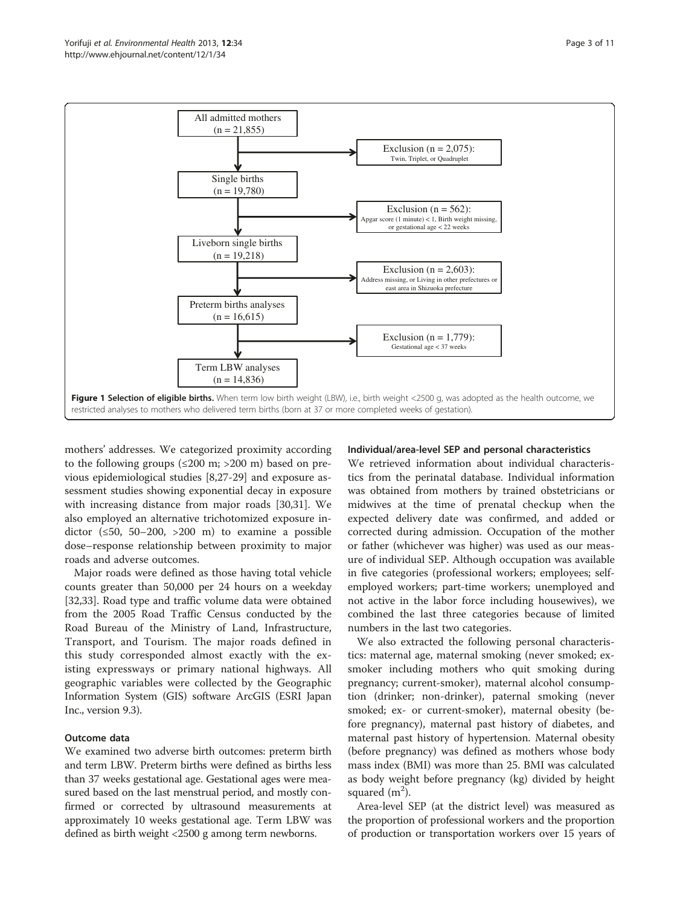All admitted mothers (n = 21,855)

→ Exclusion (n = 2,075): Twin, Triplet, or Quadruplet

Single births (n = 19,780)

→ Exclusion (n = 562): Apgar score (1 minute) < 1, Birth weight missing, or gestational age < 22 weeks

Liveborn single births (n = 19,218)

→ Exclusion (n = 2,603): Address missing, or Living in other prefectures or east area in Shizuoka prefecture

Preterm births analyses (n = 16,615)

→ Exclusion (n = 1,779): Gestational age < 37 weeks

Term LBW analyses (n = 14,836)

**Figure 1 Selection of eligible births.** When term low birth weight (LBW), i.e., birth weight <2500 g, was adopted as the health outcome, we restricted analyses to mothers who delivered term births (born at 37 or more completed weeks of gestation).

mothers' addresses. We categorized proximity according to the following groups (≤200 m; >200 m) based on previous epidemiological studies [8,27-29] and exposure assessment studies showing exponential decay in exposure with increasing distance from major roads [30,31]. We also employed an alternative trichotomized exposure indictor (≤50, 50–200, >200 m) to examine a possible dose–response relationship between proximity to major roads and adverse outcomes.

Major roads were defined as those having total vehicle counts greater than 50,000 per 24 hours on a weekday [32,33]. Road type and traffic volume data were obtained from the 2005 Road Traffic Census conducted by the Road Bureau of the Ministry of Land, Infrastructure, Transport, and Tourism. The major roads defined in this study corresponded almost exactly with the existing expressways or primary national highways. All geographic variables were collected by the Geographic Information System (GIS) software ArcGIS (ESRI Japan Inc., version 9.3).

### Outcome data

We examined two adverse birth outcomes: preterm birth and term LBW. Preterm births were defined as births less than 37 weeks gestational age. Gestational ages were measured based on the last menstrual period, and mostly confirmed or corrected by ultrasound measurements at approximately 10 weeks gestational age. Term LBW was defined as birth weight <2500 g among term newborns.

### Individual/area-level SEP and personal characteristics

We retrieved information about individual characteristics from the perinatal database. Individual information was obtained from mothers by trained obstetricians or midwives at the time of prenatal checkup when the expected delivery date was confirmed, and added or corrected during admission. Occupation of the mother or father (whichever was higher) was used as our measure of individual SEP. Although occupation was available in five categories (professional workers; employees; self-employed workers; part-time workers; unemployed and not active in the labor force including housewives), we combined the last three categories because of limited numbers in the last two categories.

We also extracted the following personal characteristics: maternal age, maternal smoking (never smoked; ex-smoker including mothers who quit smoking during pregnancy; current-smoker), maternal alcohol consumption (drinker; non-drinker), paternal smoking (never smoked; ex- or current-smoker), maternal obesity (before pregnancy), maternal past history of diabetes, and maternal past history of hypertension. Maternal obesity (before pregnancy) was defined as mothers whose body mass index (BMI) was more than 25. BMI was calculated as body weight before pregnancy (kg) divided by height squared ($m^2$).

Area-level SEP (at the district level) was measured as the proportion of professional workers and the proportion of production or transportation workers over 15 years of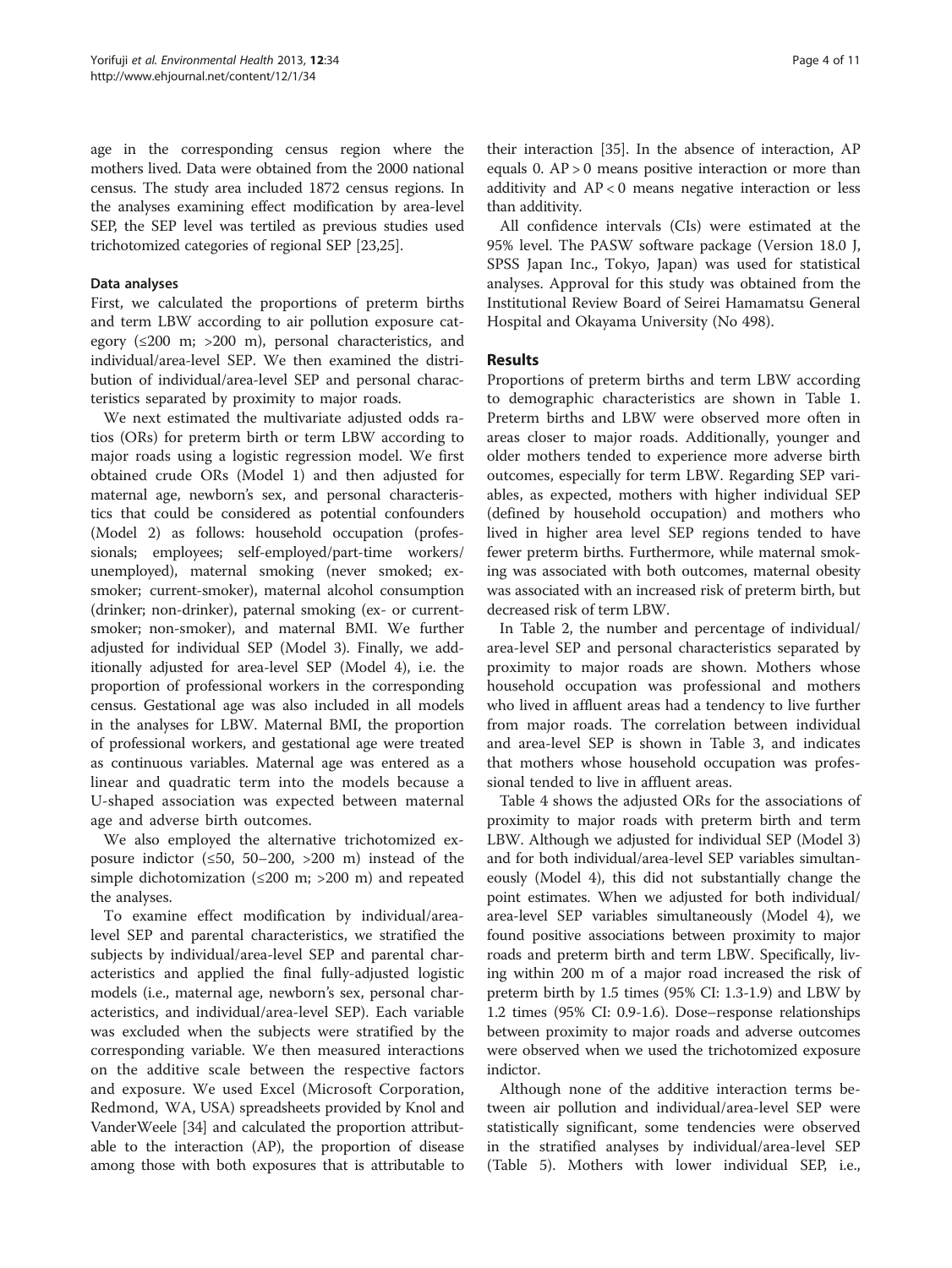age in the corresponding census region where the mothers lived. Data were obtained from the 2000 national census. The study area included 1872 census regions. In the analyses examining effect modification by area-level SEP, the SEP level was tertiled as previous studies used trichotomized categories of regional SEP [23,25].

### Data analyses

First, we calculated the proportions of preterm births and term LBW according to air pollution exposure category (≤200 m; >200 m), personal characteristics, and individual/area-level SEP. We then examined the distribution of individual/area-level SEP and personal characteristics separated by proximity to major roads.

We next estimated the multivariate adjusted odds ratios (ORs) for preterm birth or term LBW according to major roads using a logistic regression model. We first obtained crude ORs (Model 1) and then adjusted for maternal age, newborn's sex, and personal characteristics that could be considered as potential confounders (Model 2) as follows: household occupation (professionals; employees; self-employed/part-time workers/unemployed), maternal smoking (never smoked; ex-smoker; current-smoker), maternal alcohol consumption (drinker; non-drinker), paternal smoking (ex- or current-smoker; non-smoker), and maternal BMI. We further adjusted for individual SEP (Model 3). Finally, we additionally adjusted for area-level SEP (Model 4), i.e. the proportion of professional workers in the corresponding census. Gestational age was also included in all models in the analyses for LBW. Maternal BMI, the proportion of professional workers, and gestational age were treated as continuous variables. Maternal age was entered as a linear and quadratic term into the models because a U-shaped association was expected between maternal age and adverse birth outcomes.

We also employed the alternative trichotomized exposure indictor (≤50, 50–200, >200 m) instead of the simple dichotomization (≤200 m; >200 m) and repeated the analyses.

To examine effect modification by individual/area-level SEP and parental characteristics, we stratified the subjects by individual/area-level SEP and parental characteristics and applied the final fully-adjusted logistic models (i.e., maternal age, newborn's sex, personal characteristics, and individual/area-level SEP). Each variable was excluded when the subjects were stratified by the corresponding variable. We then measured interactions on the additive scale between the respective factors and exposure. We used Excel (Microsoft Corporation, Redmond, WA, USA) spreadsheets provided by Knol and VanderWeele [34] and calculated the proportion attributable to the interaction (AP), the proportion of disease among those with both exposures that is attributable to their interaction [35]. In the absence of interaction, AP equals 0. AP > 0 means positive interaction or more than additivity and AP < 0 means negative interaction or less than additivity.

All confidence intervals (CIs) were estimated at the 95% level. The PASW software package (Version 18.0 J, SPSS Japan Inc., Tokyo, Japan) was used for statistical analyses. Approval for this study was obtained from the Institutional Review Board of Seirei Hamamatsu General Hospital and Okayama University (No 498).

## Results

Proportions of preterm births and term LBW according to demographic characteristics are shown in Table 1. Preterm births and LBW were observed more often in areas closer to major roads. Additionally, younger and older mothers tended to experience more adverse birth outcomes, especially for term LBW. Regarding SEP variables, as expected, mothers with higher individual SEP (defined by household occupation) and mothers who lived in higher area level SEP regions tended to have fewer preterm births. Furthermore, while maternal smoking was associated with both outcomes, maternal obesity was associated with an increased risk of preterm birth, but decreased risk of term LBW.

In Table 2, the number and percentage of individual/area-level SEP and personal characteristics separated by proximity to major roads are shown. Mothers whose household occupation was professional and mothers who lived in affluent areas had a tendency to live further from major roads. The correlation between individual and area-level SEP is shown in Table 3, and indicates that mothers whose household occupation was professional tended to live in affluent areas.

Table 4 shows the adjusted ORs for the associations of proximity to major roads with preterm birth and term LBW. Although we adjusted for individual SEP (Model 3) and for both individual/area-level SEP variables simultaneously (Model 4), this did not substantially change the point estimates. When we adjusted for both individual/area-level SEP variables simultaneously (Model 4), we found positive associations between proximity to major roads and preterm birth and term LBW. Specifically, living within 200 m of a major road increased the risk of preterm birth by 1.5 times (95% CI: 1.3-1.9) and LBW by 1.2 times (95% CI: 0.9-1.6). Dose–response relationships between proximity to major roads and adverse outcomes were observed when we used the trichotomized exposure indictor.

Although none of the additive interaction terms between air pollution and individual/area-level SEP were statistically significant, some tendencies were observed in the stratified analyses by individual/area-level SEP (Table 5). Mothers with lower individual SEP, i.e.,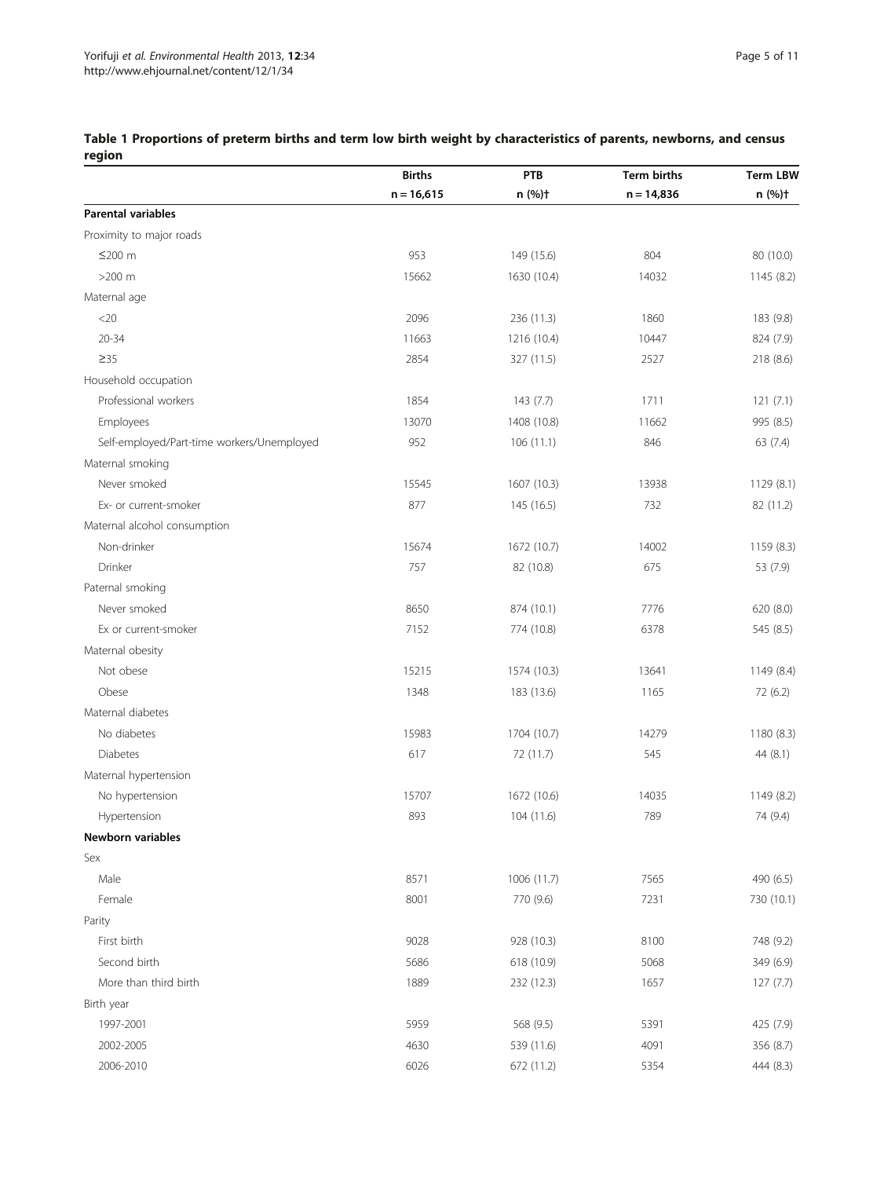**Table 1 Proportions of preterm births and term low birth weight by characteristics of parents, newborns, and census region**

| | Births | PTB | Term births | Term LBW |
|---|---|---|---|---|
| | n = 16,615 | n (%)† | n = 14,836 | n (%)† |
| **Parental variables** | | | | |
| Proximity to major roads | | | | |
| ≤200 m | 953 | 149 (15.6) | 804 | 80 (10.0) |
| >200 m | 15662 | 1630 (10.4) | 14032 | 1145 (8.2) |
| Maternal age | | | | |
| <20 | 2096 | 236 (11.3) | 1860 | 183 (9.8) |
| 20-34 | 11663 | 1216 (10.4) | 10447 | 824 (7.9) |
| ≥35 | 2854 | 327 (11.5) | 2527 | 218 (8.6) |
| Household occupation | | | | |
| Professional workers | 1854 | 143 (7.7) | 1711 | 121 (7.1) |
| Employees | 13070 | 1408 (10.8) | 11662 | 995 (8.5) |
| Self-employed/Part-time workers/Unemployed | 952 | 106 (11.1) | 846 | 63 (7.4) |
| Maternal smoking | | | | |
| Never smoked | 15545 | 1607 (10.3) | 13938 | 1129 (8.1) |
| Ex- or current-smoker | 877 | 145 (16.5) | 732 | 82 (11.2) |
| Maternal alcohol consumption | | | | |
| Non-drinker | 15674 | 1672 (10.7) | 14002 | 1159 (8.3) |
| Drinker | 757 | 82 (10.8) | 675 | 53 (7.9) |
| Paternal smoking | | | | |
| Never smoked | 8650 | 874 (10.1) | 7776 | 620 (8.0) |
| Ex or current-smoker | 7152 | 774 (10.8) | 6378 | 545 (8.5) |
| Maternal obesity | | | | |
| Not obese | 15215 | 1574 (10.3) | 13641 | 1149 (8.4) |
| Obese | 1348 | 183 (13.6) | 1165 | 72 (6.2) |
| Maternal diabetes | | | | |
| No diabetes | 15983 | 1704 (10.7) | 14279 | 1180 (8.3) |
| Diabetes | 617 | 72 (11.7) | 545 | 44 (8.1) |
| Maternal hypertension | | | | |
| No hypertension | 15707 | 1672 (10.6) | 14035 | 1149 (8.2) |
| Hypertension | 893 | 104 (11.6) | 789 | 74 (9.4) |
| **Newborn variables** | | | | |
| Sex | | | | |
| Male | 8571 | 1006 (11.7) | 7565 | 490 (6.5) |
| Female | 8001 | 770 (9.6) | 7231 | 730 (10.1) |
| Parity | | | | |
| First birth | 9028 | 928 (10.3) | 8100 | 748 (9.2) |
| Second birth | 5686 | 618 (10.9) | 5068 | 349 (6.9) |
| More than third birth | 1889 | 232 (12.3) | 1657 | 127 (7.7) |
| Birth year | | | | |
| 1997-2001 | 5959 | 568 (9.5) | 5391 | 425 (7.9) |
| 2002-2005 | 4630 | 539 (11.6) | 4091 | 356 (8.7) |
| 2006-2010 | 6026 | 672 (11.2) | 5354 | 444 (8.3) |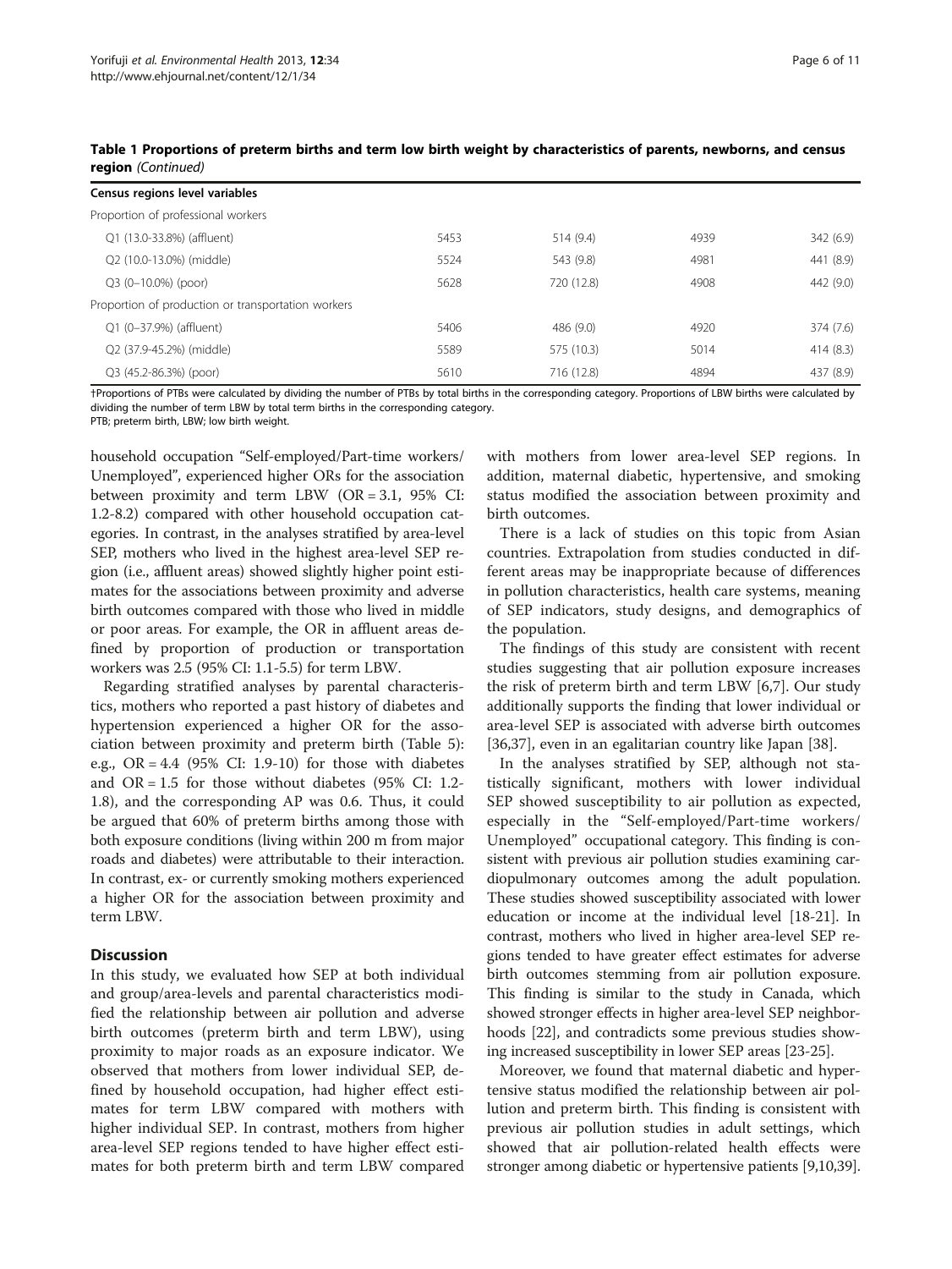**Table 1 Proportions of preterm births and term low birth weight by characteristics of parents, newborns, and census region** *(Continued)*

| Census regions level variables | | | | |
|---|---|---|---|---|
| Proportion of professional workers | | | | |
| Q1 (13.0-33.8%) (affluent) | 5453 | 514 (9.4) | 4939 | 342 (6.9) |
| Q2 (10.0-13.0%) (middle) | 5524 | 543 (9.8) | 4981 | 441 (8.9) |
| Q3 (0–10.0%) (poor) | 5628 | 720 (12.8) | 4908 | 442 (9.0) |
| Proportion of production or transportation workers | | | | |
| Q1 (0–37.9%) (affluent) | 5406 | 486 (9.0) | 4920 | 374 (7.6) |
| Q2 (37.9-45.2%) (middle) | 5589 | 575 (10.3) | 5014 | 414 (8.3) |
| Q3 (45.2-86.3%) (poor) | 5610 | 716 (12.8) | 4894 | 437 (8.9) |

†Proportions of PTBs were calculated by dividing the number of PTBs by total births in the corresponding category. Proportions of LBW births were calculated by dividing the number of term LBW by total term births in the corresponding category.
PTB; preterm birth, LBW; low birth weight.

household occupation "Self-employed/Part-time workers/Unemployed", experienced higher ORs for the association between proximity and term LBW (OR = 3.1, 95% CI: 1.2-8.2) compared with other household occupation categories. In contrast, in the analyses stratified by area-level SEP, mothers who lived in the highest area-level SEP region (i.e., affluent areas) showed slightly higher point estimates for the associations between proximity and adverse birth outcomes compared with those who lived in middle or poor areas. For example, the OR in affluent areas defined by proportion of production or transportation workers was 2.5 (95% CI: 1.1-5.5) for term LBW.

Regarding stratified analyses by parental characteristics, mothers who reported a past history of diabetes and hypertension experienced a higher OR for the association between proximity and preterm birth (Table 5): e.g., OR = 4.4 (95% CI: 1.9-10) for those with diabetes and OR = 1.5 for those without diabetes (95% CI: 1.2-1.8), and the corresponding AP was 0.6. Thus, it could be argued that 60% of preterm births among those with both exposure conditions (living within 200 m from major roads and diabetes) were attributable to their interaction. In contrast, ex- or currently smoking mothers experienced a higher OR for the association between proximity and term LBW.

## Discussion

In this study, we evaluated how SEP at both individual and group/area-levels and parental characteristics modified the relationship between air pollution and adverse birth outcomes (preterm birth and term LBW), using proximity to major roads as an exposure indicator. We observed that mothers from lower individual SEP, defined by household occupation, had higher effect estimates for term LBW compared with mothers with higher individual SEP. In contrast, mothers from higher area-level SEP regions tended to have higher effect estimates for both preterm birth and term LBW compared with mothers from lower area-level SEP regions. In addition, maternal diabetic, hypertensive, and smoking status modified the association between proximity and birth outcomes.

There is a lack of studies on this topic from Asian countries. Extrapolation from studies conducted in different areas may be inappropriate because of differences in pollution characteristics, health care systems, meaning of SEP indicators, study designs, and demographics of the population.

The findings of this study are consistent with recent studies suggesting that air pollution exposure increases the risk of preterm birth and term LBW [6,7]. Our study additionally supports the finding that lower individual or area-level SEP is associated with adverse birth outcomes [36,37], even in an egalitarian country like Japan [38].

In the analyses stratified by SEP, although not statistically significant, mothers with lower individual SEP showed susceptibility to air pollution as expected, especially in the "Self-employed/Part-time workers/Unemployed" occupational category. This finding is consistent with previous air pollution studies examining cardiopulmonary outcomes among the adult population. These studies showed susceptibility associated with lower education or income at the individual level [18-21]. In contrast, mothers who lived in higher area-level SEP regions tended to have greater effect estimates for adverse birth outcomes stemming from air pollution exposure. This finding is similar to the study in Canada, which showed stronger effects in higher area-level SEP neighborhoods [22], and contradicts some previous studies showing increased susceptibility in lower SEP areas [23-25].

Moreover, we found that maternal diabetic and hypertensive status modified the relationship between air pollution and preterm birth. This finding is consistent with previous air pollution studies in adult settings, which showed that air pollution-related health effects were stronger among diabetic or hypertensive patients [9,10,39].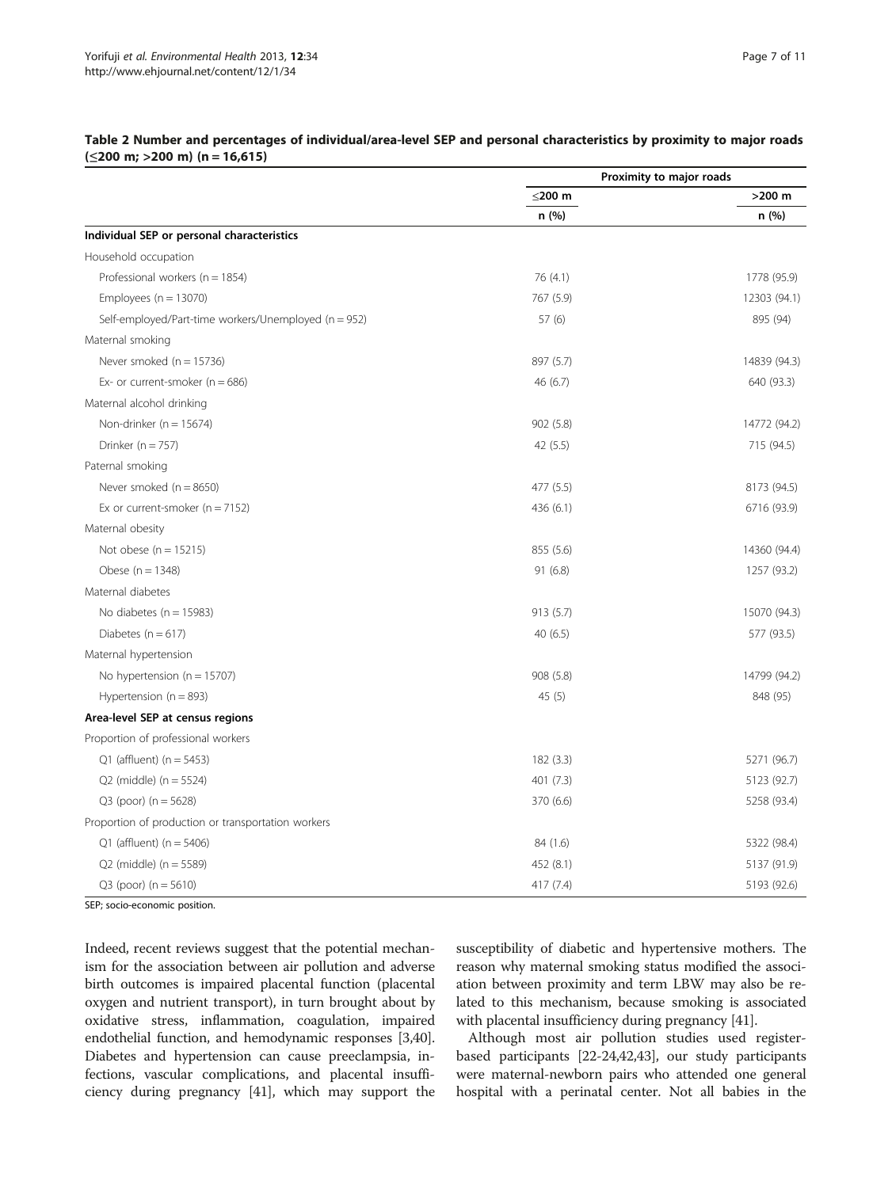**Table 2 Number and percentages of individual/area-level SEP and personal characteristics by proximity to major roads (≤200 m; >200 m) (n = 16,615)**

| | Proximity to major roads | |
|---|---|---|
| | ≤200 m | >200 m |
| | n (%) | n (%) |
| **Individual SEP or personal characteristics** | | |
| Household occupation | | |
| Professional workers (n = 1854) | 76 (4.1) | 1778 (95.9) |
| Employees (n = 13070) | 767 (5.9) | 12303 (94.1) |
| Self-employed/Part-time workers/Unemployed (n = 952) | 57 (6) | 895 (94) |
| Maternal smoking | | |
| Never smoked (n = 15736) | 897 (5.7) | 14839 (94.3) |
| Ex- or current-smoker (n = 686) | 46 (6.7) | 640 (93.3) |
| Maternal alcohol drinking | | |
| Non-drinker (n = 15674) | 902 (5.8) | 14772 (94.2) |
| Drinker (n = 757) | 42 (5.5) | 715 (94.5) |
| Paternal smoking | | |
| Never smoked (n = 8650) | 477 (5.5) | 8173 (94.5) |
| Ex or current-smoker (n = 7152) | 436 (6.1) | 6716 (93.9) |
| Maternal obesity | | |
| Not obese (n = 15215) | 855 (5.6) | 14360 (94.4) |
| Obese (n = 1348) | 91 (6.8) | 1257 (93.2) |
| Maternal diabetes | | |
| No diabetes (n = 15983) | 913 (5.7) | 15070 (94.3) |
| Diabetes (n = 617) | 40 (6.5) | 577 (93.5) |
| Maternal hypertension | | |
| No hypertension (n = 15707) | 908 (5.8) | 14799 (94.2) |
| Hypertension (n = 893) | 45 (5) | 848 (95) |
| **Area-level SEP at census regions** | | |
| Proportion of professional workers | | |
| Q1 (affluent) (n = 5453) | 182 (3.3) | 5271 (96.7) |
| Q2 (middle) (n = 5524) | 401 (7.3) | 5123 (92.7) |
| Q3 (poor) (n = 5628) | 370 (6.6) | 5258 (93.4) |
| Proportion of production or transportation workers | | |
| Q1 (affluent) (n = 5406) | 84 (1.6) | 5322 (98.4) |
| Q2 (middle) (n = 5589) | 452 (8.1) | 5137 (91.9) |
| Q3 (poor) (n = 5610) | 417 (7.4) | 5193 (92.6) |

SEP; socio-economic position.

Indeed, recent reviews suggest that the potential mechanism for the association between air pollution and adverse birth outcomes is impaired placental function (placental oxygen and nutrient transport), in turn brought about by oxidative stress, inflammation, coagulation, impaired endothelial function, and hemodynamic responses [3,40]. Diabetes and hypertension can cause preeclampsia, infections, vascular complications, and placental insufficiency during pregnancy [41], which may support the susceptibility of diabetic and hypertensive mothers. The reason why maternal smoking status modified the association between proximity and term LBW may also be related to this mechanism, because smoking is associated with placental insufficiency during pregnancy [41].

Although most air pollution studies used register-based participants [22-24,42,43], our study participants were maternal-newborn pairs who attended one general hospital with a perinatal center. Not all babies in the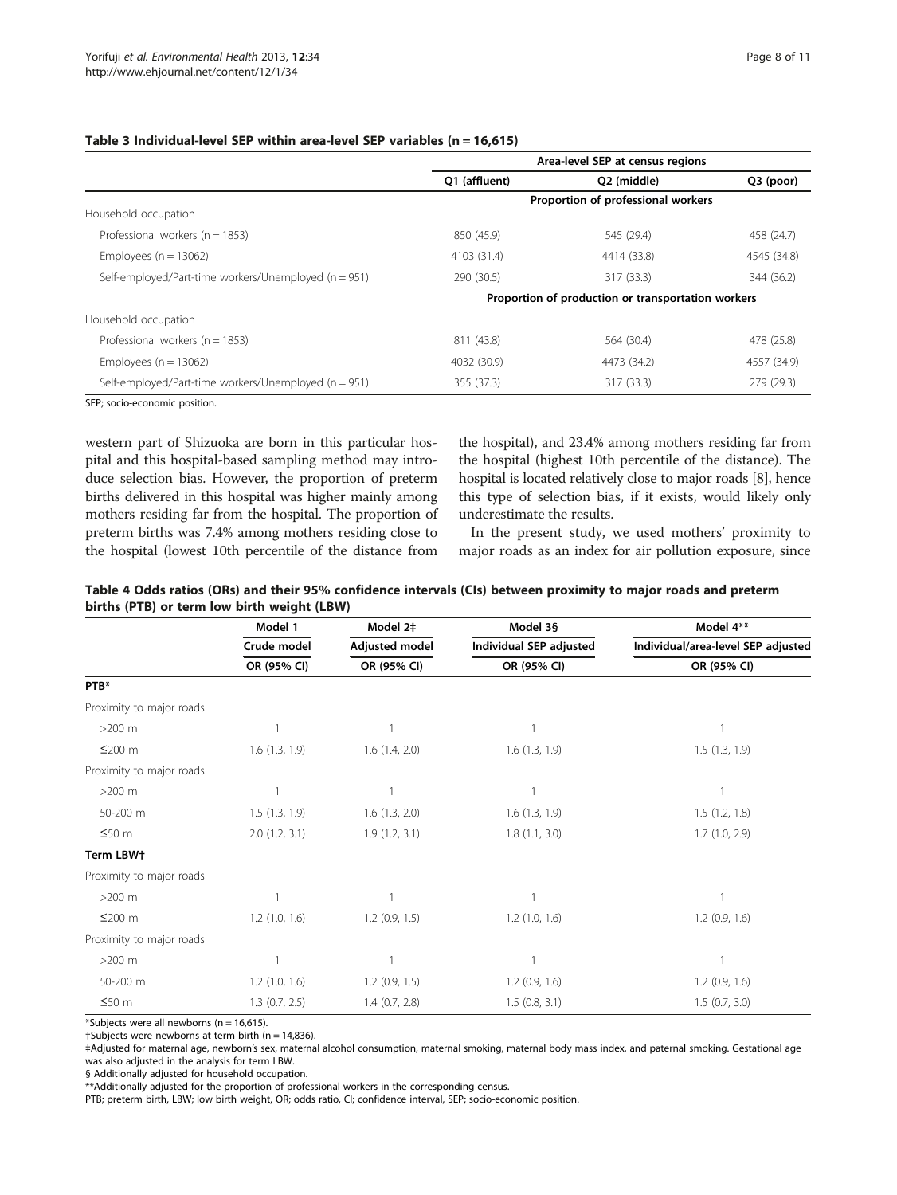**Table 3 Individual-level SEP within area-level SEP variables (n = 16,615)**

| | Area-level SEP at census regions | | |
|---|---|---|---|
| | Q1 (affluent) | Q2 (middle) | Q3 (poor) |
| | Proportion of professional workers | | |
| Household occupation | | | |
| Professional workers (n = 1853) | 850 (45.9) | 545 (29.4) | 458 (24.7) |
| Employees (n = 13062) | 4103 (31.4) | 4414 (33.8) | 4545 (34.8) |
| Self-employed/Part-time workers/Unemployed (n = 951) | 290 (30.5) | 317 (33.3) | 344 (36.2) |
| | Proportion of production or transportation workers | | |
| Household occupation | | | |
| Professional workers (n = 1853) | 811 (43.8) | 564 (30.4) | 478 (25.8) |
| Employees (n = 13062) | 4032 (30.9) | 4473 (34.2) | 4557 (34.9) |
| Self-employed/Part-time workers/Unemployed (n = 951) | 355 (37.3) | 317 (33.3) | 279 (29.3) |

SEP; socio-economic position.

western part of Shizuoka are born in this particular hospital and this hospital-based sampling method may introduce selection bias. However, the proportion of preterm births delivered in this hospital was higher mainly among mothers residing far from the hospital. The proportion of preterm births was 7.4% among mothers residing close to the hospital (lowest 10th percentile of the distance from the hospital), and 23.4% among mothers residing far from the hospital (highest 10th percentile of the distance). The hospital is located relatively close to major roads [8], hence this type of selection bias, if it exists, would likely only underestimate the results.

In the present study, we used mothers' proximity to major roads as an index for air pollution exposure, since

**Table 4 Odds ratios (ORs) and their 95% confidence intervals (CIs) between proximity to major roads and preterm births (PTB) or term low birth weight (LBW)**

| | Model 1 | Model 2‡ | Model 3§ | Model 4** |
|---|---|---|---|---|
| | Crude model | Adjusted model | Individual SEP adjusted | Individual/area-level SEP adjusted |
| | OR (95% CI) | OR (95% CI) | OR (95% CI) | OR (95% CI) |
| **PTB*** | | | | |
| Proximity to major roads | | | | |
| >200 m | 1 | 1 | 1 | 1 |
| ≤200 m | 1.6 (1.3, 1.9) | 1.6 (1.4, 2.0) | 1.6 (1.3, 1.9) | 1.5 (1.3, 1.9) |
| Proximity to major roads | | | | |
| >200 m | 1 | 1 | 1 | 1 |
| 50-200 m | 1.5 (1.3, 1.9) | 1.6 (1.3, 2.0) | 1.6 (1.3, 1.9) | 1.5 (1.2, 1.8) |
| ≤50 m | 2.0 (1.2, 3.1) | 1.9 (1.2, 3.1) | 1.8 (1.1, 3.0) | 1.7 (1.0, 2.9) |
| **Term LBW†** | | | | |
| Proximity to major roads | | | | |
| >200 m | 1 | 1 | 1 | 1 |
| ≤200 m | 1.2 (1.0, 1.6) | 1.2 (0.9, 1.5) | 1.2 (1.0, 1.6) | 1.2 (0.9, 1.6) |
| Proximity to major roads | | | | |
| >200 m | 1 | 1 | 1 | 1 |
| 50-200 m | 1.2 (1.0, 1.6) | 1.2 (0.9, 1.5) | 1.2 (0.9, 1.6) | 1.2 (0.9, 1.6) |
| ≤50 m | 1.3 (0.7, 2.5) | 1.4 (0.7, 2.8) | 1.5 (0.8, 3.1) | 1.5 (0.7, 3.0) |

*Subjects were all newborns (n = 16,615).
†Subjects were newborns at term birth (n = 14,836).
‡Adjusted for maternal age, newborn's sex, maternal alcohol consumption, maternal smoking, maternal body mass index, and paternal smoking. Gestational age was also adjusted in the analysis for term LBW.
§ Additionally adjusted for household occupation.
**Additionally adjusted for the proportion of professional workers in the corresponding census.
PTB; preterm birth, LBW; low birth weight, OR; odds ratio, CI; confidence interval, SEP; socio-economic position.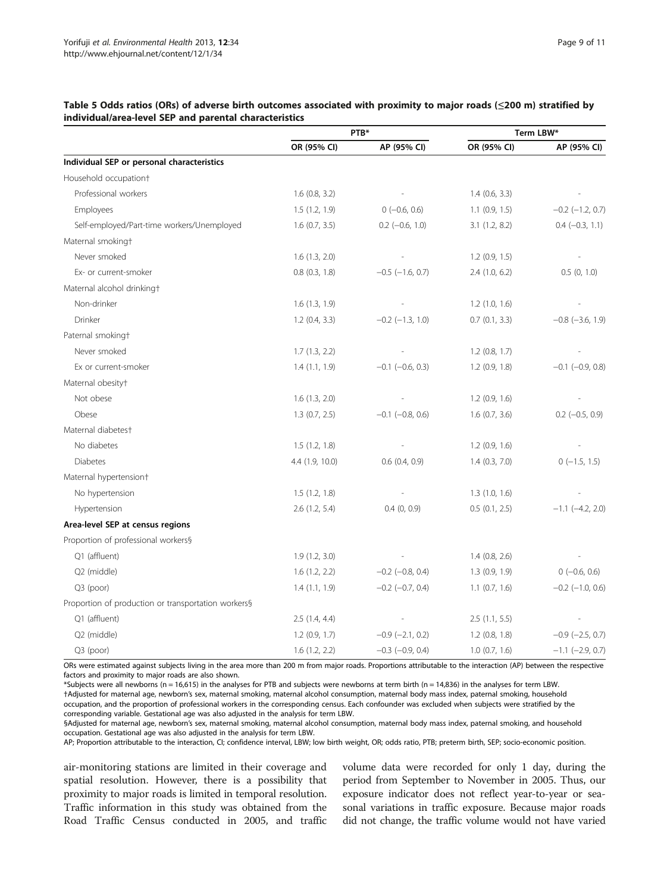**Table 5 Odds ratios (ORs) of adverse birth outcomes associated with proximity to major roads (≤200 m) stratified by individual/area-level SEP and parental characteristics**

| | PTB* | | Term LBW* | |
|---|---|---|---|---|
| | OR (95% CI) | AP (95% CI) | OR (95% CI) | AP (95% CI) |
| **Individual SEP or personal characteristics** | | | | |
| Household occupation† | | | | |
| Professional workers | 1.6 (0.8, 3.2) | - | 1.4 (0.6, 3.3) | - |
| Employees | 1.5 (1.2, 1.9) | 0 (−0.6, 0.6) | 1.1 (0.9, 1.5) | −0.2 (−1.2, 0.7) |
| Self-employed/Part-time workers/Unemployed | 1.6 (0.7, 3.5) | 0.2 (−0.6, 1.0) | 3.1 (1.2, 8.2) | 0.4 (−0.3, 1.1) |
| Maternal smoking† | | | | |
| Never smoked | 1.6 (1.3, 2.0) | - | 1.2 (0.9, 1.5) | - |
| Ex- or current-smoker | 0.8 (0.3, 1.8) | −0.5 (−1.6, 0.7) | 2.4 (1.0, 6.2) | 0.5 (0, 1.0) |
| Maternal alcohol drinking† | | | | |
| Non-drinker | 1.6 (1.3, 1.9) | - | 1.2 (1.0, 1.6) | - |
| Drinker | 1.2 (0.4, 3.3) | −0.2 (−1.3, 1.0) | 0.7 (0.1, 3.3) | −0.8 (−3.6, 1.9) |
| Paternal smoking† | | | | |
| Never smoked | 1.7 (1.3, 2.2) | - | 1.2 (0.8, 1.7) | - |
| Ex or current-smoker | 1.4 (1.1, 1.9) | −0.1 (−0.6, 0.3) | 1.2 (0.9, 1.8) | −0.1 (−0.9, 0.8) |
| Maternal obesity† | | | | |
| Not obese | 1.6 (1.3, 2.0) | - | 1.2 (0.9, 1.6) | - |
| Obese | 1.3 (0.7, 2.5) | −0.1 (−0.8, 0.6) | 1.6 (0.7, 3.6) | 0.2 (−0.5, 0.9) |
| Maternal diabetes† | | | | |
| No diabetes | 1.5 (1.2, 1.8) | - | 1.2 (0.9, 1.6) | - |
| Diabetes | 4.4 (1.9, 10.0) | 0.6 (0.4, 0.9) | 1.4 (0.3, 7.0) | 0 (−1.5, 1.5) |
| Maternal hypertension† | | | | |
| No hypertension | 1.5 (1.2, 1.8) | - | 1.3 (1.0, 1.6) | - |
| Hypertension | 2.6 (1.2, 5.4) | 0.4 (0, 0.9) | 0.5 (0.1, 2.5) | −1.1 (−4.2, 2.0) |
| **Area-level SEP at census regions** | | | | |
| Proportion of professional workers§ | | | | |
| Q1 (affluent) | 1.9 (1.2, 3.0) | - | 1.4 (0.8, 2.6) | - |
| Q2 (middle) | 1.6 (1.2, 2.2) | −0.2 (−0.8, 0.4) | 1.3 (0.9, 1.9) | 0 (−0.6, 0.6) |
| Q3 (poor) | 1.4 (1.1, 1.9) | −0.2 (−0.7, 0.4) | 1.1 (0.7, 1.6) | −0.2 (−1.0, 0.6) |
| Proportion of production or transportation workers§ | | | | |
| Q1 (affluent) | 2.5 (1.4, 4.4) | - | 2.5 (1.1, 5.5) | - |
| Q2 (middle) | 1.2 (0.9, 1.7) | −0.9 (−2.1, 0.2) | 1.2 (0.8, 1.8) | −0.9 (−2.5, 0.7) |
| Q3 (poor) | 1.6 (1.2, 2.2) | −0.3 (−0.9, 0.4) | 1.0 (0.7, 1.6) | −1.1 (−2.9, 0.7) |

ORs were estimated against subjects living in the area more than 200 m from major roads. Proportions attributable to the interaction (AP) between the respective factors and proximity to major roads are also shown.

*Subjects were all newborns (n = 16,615) in the analyses for PTB and subjects were newborns at term birth (n = 14,836) in the analyses for term LBW.

†Adjusted for maternal age, newborn's sex, maternal smoking, maternal alcohol consumption, maternal body mass index, paternal smoking, household occupation, and the proportion of professional workers in the corresponding census. Each confounder was excluded when subjects were stratified by the corresponding variable. Gestational age was also adjusted in the analysis for term LBW.

§Adjusted for maternal age, newborn's sex, maternal smoking, maternal alcohol consumption, maternal body mass index, paternal smoking, and household occupation. Gestational age was also adjusted in the analysis for term LBW.

AP; Proportion attributable to the interaction, CI; confidence interval, LBW; low birth weight, OR; odds ratio, PTB; preterm birth, SEP; socio-economic position.

air-monitoring stations are limited in their coverage and spatial resolution. However, there is a possibility that proximity to major roads is limited in temporal resolution. Traffic information in this study was obtained from the Road Traffic Census conducted in 2005, and traffic volume data were recorded for only 1 day, during the period from September to November in 2005. Thus, our exposure indicator does not reflect year-to-year or seasonal variations in traffic exposure. Because major roads did not change, the traffic volume would not have varied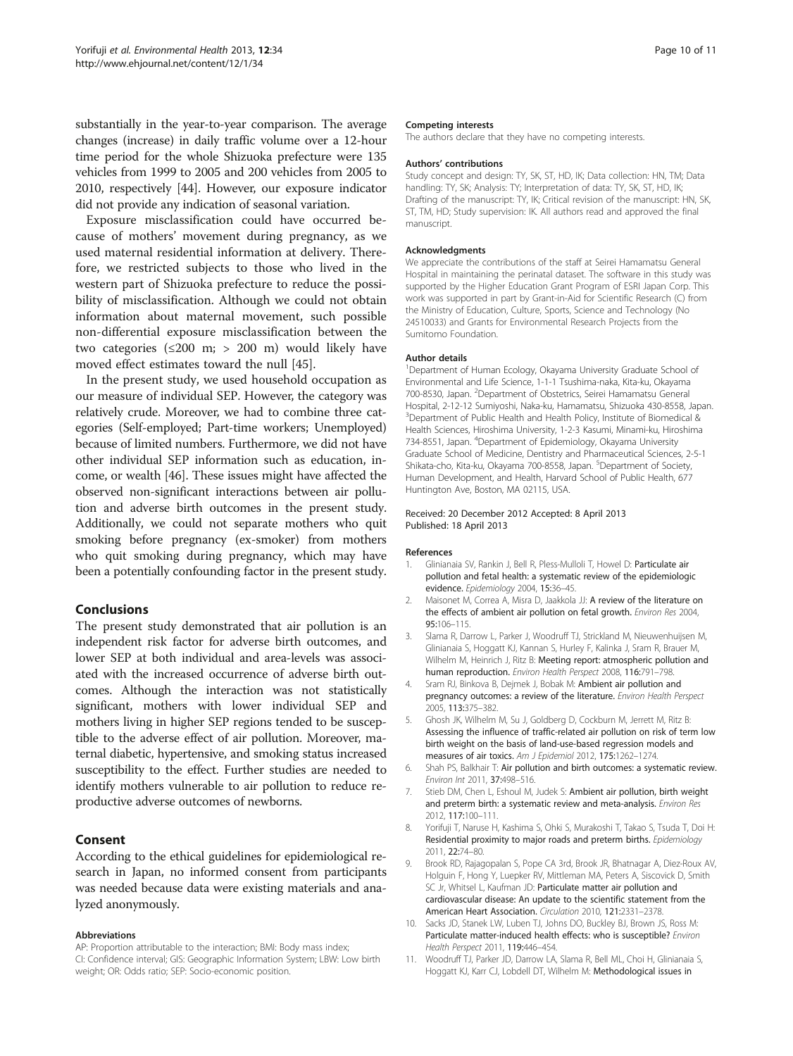substantially in the year-to-year comparison. The average changes (increase) in daily traffic volume over a 12-hour time period for the whole Shizuoka prefecture were 135 vehicles from 1999 to 2005 and 200 vehicles from 2005 to 2010, respectively [44]. However, our exposure indicator did not provide any indication of seasonal variation.

Exposure misclassification could have occurred because of mothers' movement during pregnancy, as we used maternal residential information at delivery. Therefore, we restricted subjects to those who lived in the western part of Shizuoka prefecture to reduce the possibility of misclassification. Although we could not obtain information about maternal movement, such possible non-differential exposure misclassification between the two categories ($\leq$200 m; > 200 m) would likely have moved effect estimates toward the null [45].

In the present study, we used household occupation as our measure of individual SEP. However, the category was relatively crude. Moreover, we had to combine three categories (Self-employed; Part-time workers; Unemployed) because of limited numbers. Furthermore, we did not have other individual SEP information such as education, income, or wealth [46]. These issues might have affected the observed non-significant interactions between air pollution and adverse birth outcomes in the present study. Additionally, we could not separate mothers who quit smoking before pregnancy (ex-smoker) from mothers who quit smoking during pregnancy, which may have been a potentially confounding factor in the present study.

## Conclusions

The present study demonstrated that air pollution is an independent risk factor for adverse birth outcomes, and lower SEP at both individual and area-levels was associated with the increased occurrence of adverse birth outcomes. Although the interaction was not statistically significant, mothers with lower individual SEP and mothers living in higher SEP regions tended to be susceptible to the adverse effect of air pollution. Moreover, maternal diabetic, hypertensive, and smoking status increased susceptibility to the effect. Further studies are needed to identify mothers vulnerable to air pollution to reduce reproductive adverse outcomes of newborns.

## Consent

According to the ethical guidelines for epidemiological research in Japan, no informed consent from participants was needed because data were existing materials and analyzed anonymously.

#### Abbreviations

AP: Proportion attributable to the interaction; BMI: Body mass index; CI: Confidence interval; GIS: Geographic Information System; LBW: Low birth weight; OR: Odds ratio; SEP: Socio-economic position.

#### Competing interests

The authors declare that they have no competing interests.

#### Authors' contributions

Study concept and design: TY, SK, ST, HD, IK; Data collection: HN, TM; Data handling: TY, SK; Analysis: TY; Interpretation of data: TY, SK, ST, HD, IK; Drafting of the manuscript: TY, IK; Critical revision of the manuscript: HN, SK, ST, TM, HD; Study supervision: IK. All authors read and approved the final manuscript.

#### Acknowledgments

We appreciate the contributions of the staff at Seirei Hamamatsu General Hospital in maintaining the perinatal dataset. The software in this study was supported by the Higher Education Grant Program of ESRI Japan Corp. This work was supported in part by Grant-in-Aid for Scientific Research (C) from the Ministry of Education, Culture, Sports, Science and Technology (No 24510033) and Grants for Environmental Research Projects from the Sumitomo Foundation.

#### Author details

[1]Department of Human Ecology, Okayama University Graduate School of Environmental and Life Science, 1-1-1 Tsushima-naka, Kita-ku, Okayama 700-8530, Japan. [2]Department of Obstetrics, Seirei Hamamatsu General Hospital, 2-12-12 Sumiyoshi, Naka-ku, Hamamatsu, Shizuoka 430-8558, Japan. [3]Department of Public Health and Health Policy, Institute of Biomedical & Health Sciences, Hiroshima University, 1-2-3 Kasumi, Minami-ku, Hiroshima 734-8551, Japan. [4]Department of Epidemiology, Okayama University Graduate School of Medicine, Dentistry and Pharmaceutical Sciences, 2-5-1 Shikata-cho, Kita-ku, Okayama 700-8558, Japan. [5]Department of Society, Human Development, and Health, Harvard School of Public Health, 677 Huntington Ave, Boston, MA 02115, USA.

Received: 20 December 2012 Accepted: 8 April 2013
Published: 18 April 2013

#### References

1. Glinianaia SV, Rankin J, Bell R, Pless-Mulloli T, Howel D: **Particulate air pollution and fetal health: a systematic review of the epidemiologic evidence.** *Epidemiology* 2004, **15:**36–45.
2. Maisonet M, Correa A, Misra D, Jaakkola JJ: **A review of the literature on the effects of ambient air pollution on fetal growth.** *Environ Res* 2004, **95:**106–115.
3. Slama R, Darrow L, Parker J, Woodruff TJ, Strickland M, Nieuwenhuijsen M, Glinianaia S, Hoggatt KJ, Kannan S, Hurley F, Kalinka J, Sram R, Brauer M, Wilhelm M, Heinrich J, Ritz B: **Meeting report: atmospheric pollution and human reproduction.** *Environ Health Perspect* 2008, **116:**791–798.
4. Sram RJ, Binkova B, Dejmek J, Bobak M: **Ambient air pollution and pregnancy outcomes: a review of the literature.** *Environ Health Perspect* 2005, **113:**375–382.
5. Ghosh JK, Wilhelm M, Su J, Goldberg D, Cockburn M, Jerrett M, Ritz B: **Assessing the influence of traffic-related air pollution on risk of term low birth weight on the basis of land-use-based regression models and measures of air toxics.** *Am J Epidemiol* 2012, **175:**1262–1274.
6. Shah PS, Balkhair T: **Air pollution and birth outcomes: a systematic review.** *Environ Int* 2011, **37:**498–516.
7. Stieb DM, Chen L, Eshoul M, Judek S: **Ambient air pollution, birth weight and preterm birth: a systematic review and meta-analysis.** *Environ Res* 2012, **117:**100–111.
8. Yorifuji T, Naruse H, Kashima S, Ohki S, Murakoshi T, Takao S, Tsuda T, Doi H: **Residential proximity to major roads and preterm births.** *Epidemiology* 2011, **22:**74–80.
9. Brook RD, Rajagopalan S, Pope CA 3rd, Brook JR, Bhatnagar A, Diez-Roux AV, Holguin F, Hong Y, Luepker RV, Mittleman MA, Peters A, Siscovick D, Smith SC Jr, Whitsel L, Kaufman JD: **Particulate matter air pollution and cardiovascular disease: An update to the scientific statement from the American Heart Association.** *Circulation* 2010, **121:**2331–2378.
10. Sacks JD, Stanek LW, Luben TJ, Johns DO, Buckley BJ, Brown JS, Ross M: **Particulate matter-induced health effects: who is susceptible?** *Environ Health Perspect* 2011, **119:**446–454.
11. Woodruff TJ, Parker JD, Darrow LA, Slama R, Bell ML, Choi H, Glinianaia S, Hoggatt KJ, Karr CJ, Lobdell DT, Wilhelm M: **Methodological issues in**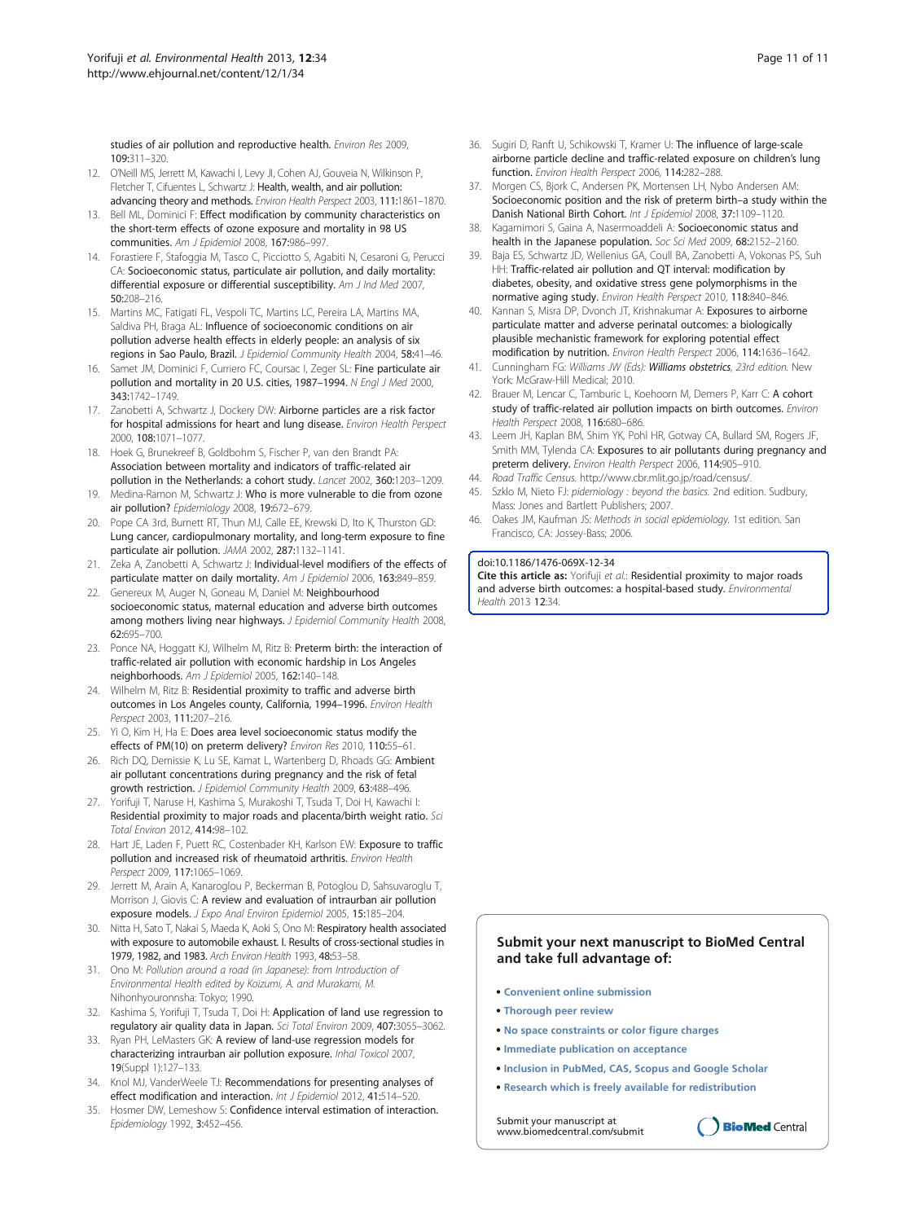studies of air pollution and reproductive health. *Environ Res* 2009, **109**:311–320.

12. O'Neill MS, Jerrett M, Kawachi I, Levy JI, Cohen AJ, Gouveia N, Wilkinson P, Fletcher T, Cifuentes L, Schwartz J: **Health, wealth, and air pollution: advancing theory and methods.** *Environ Health Perspect* 2003, **111**:1861–1870.
13. Bell ML, Dominici F: **Effect modification by community characteristics on the short-term effects of ozone exposure and mortality in 98 US communities.** *Am J Epidemiol* 2008, **167**:986–997.
14. Forastiere F, Stafoggia M, Tasco C, Picciotto S, Agabiti N, Cesaroni G, Perucci CA: **Socioeconomic status, particulate air pollution, and daily mortality: differential exposure or differential susceptibility.** *Am J Ind Med* 2007, **50**:208–216.
15. Martins MC, Fatigati FL, Vespoli TC, Martins LC, Pereira LA, Martins MA, Saldiva PH, Braga AL: **Influence of socioeconomic conditions on air pollution adverse health effects in elderly people: an analysis of six regions in Sao Paulo, Brazil.** *J Epidemiol Community Health* 2004, **58**:41–46.
16. Samet JM, Dominici F, Curriero FC, Coursac I, Zeger SL: **Fine particulate air pollution and mortality in 20 U.S. cities, 1987–1994.** *N Engl J Med* 2000, **343**:1742–1749.
17. Zanobetti A, Schwartz J, Dockery DW: **Airborne particles are a risk factor for hospital admissions for heart and lung disease.** *Environ Health Perspect* 2000, **108**:1071–1077.
18. Hoek G, Brunekreef B, Goldbohm S, Fischer P, van den Brandt PA: **Association between mortality and indicators of traffic-related air pollution in the Netherlands: a cohort study.** *Lancet* 2002, **360**:1203–1209.
19. Medina-Ramon M, Schwartz J: **Who is more vulnerable to die from ozone air pollution?** *Epidemiology* 2008, **19**:672–679.
20. Pope CA 3rd, Burnett RT, Thun MJ, Calle EE, Krewski D, Ito K, Thurston GD: **Lung cancer, cardiopulmonary mortality, and long-term exposure to fine particulate air pollution.** *JAMA* 2002, **287**:1132–1141.
21. Zeka A, Zanobetti A, Schwartz J: **Individual-level modifiers of the effects of particulate matter on daily mortality.** *Am J Epidemiol* 2006, **163**:849–859.
22. Genereux M, Auger N, Goneau M, Daniel M: **Neighbourhood socioeconomic status, maternal education and adverse birth outcomes among mothers living near highways.** *J Epidemiol Community Health* 2008, **62**:695–700.
23. Ponce NA, Hoggatt KJ, Wilhelm M, Ritz B: **Preterm birth: the interaction of traffic-related air pollution with economic hardship in Los Angeles neighborhoods.** *Am J Epidemiol* 2005, **162**:140–148.
24. Wilhelm M, Ritz B: **Residential proximity to traffic and adverse birth outcomes in Los Angeles county, California, 1994–1996.** *Environ Health Perspect* 2003, **111**:207–216.
25. Yi O, Kim H, Ha E: **Does area level socioeconomic status modify the effects of PM(10) on preterm delivery?** *Environ Res* 2010, **110**:55–61.
26. Rich DQ, Demissie K, Lu SE, Kamat L, Wartenberg D, Rhoads GG: **Ambient air pollutant concentrations during pregnancy and the risk of fetal growth restriction.** *J Epidemiol Community Health* 2009, **63**:488–496.
27. Yorifuji T, Naruse H, Kashima S, Murakoshi T, Tsuda T, Doi H, Kawachi I: **Residential proximity to major roads and placenta/birth weight ratio.** *Sci Total Environ* 2012, **414**:98–102.
28. Hart JE, Laden F, Puett RC, Costenbader KH, Karlson EW: **Exposure to traffic pollution and increased risk of rheumatoid arthritis.** *Environ Health Perspect* 2009, **117**:1065–1069.
29. Jerrett M, Arain A, Kanaroglou P, Beckerman B, Potoglou D, Sahsuvaroglu T, Morrison J, Giovis C: **A review and evaluation of intraurban air pollution exposure models.** *J Expo Anal Environ Epidemiol* 2005, **15**:185–204.
30. Nitta H, Sato T, Nakai S, Maeda K, Aoki S, Ono M: **Respiratory health associated with exposure to automobile exhaust. I. Results of cross-sectional studies in 1979, 1982, and 1983.** *Arch Environ Health* 1993, **48**:53–58.
31. Ono M: *Pollution around a road (in Japanese): from Introduction of Environmental Health edited by Koizumi, A. and Murakami, M.* Nihonhyouronnsha: Tokyo; 1990.
32. Kashima S, Yorifuji T, Tsuda T, Doi H: **Application of land use regression to regulatory air quality data in Japan.** *Sci Total Environ* 2009, **407**:3055–3062.
33. Ryan PH, LeMasters GK: **A review of land-use regression models for characterizing intraurban air pollution exposure.** *Inhal Toxicol* 2007, **19**(Suppl 1):127–133.
34. Knol MJ, VanderWeele TJ: **Recommendations for presenting analyses of effect modification and interaction.** *Int J Epidemiol* 2012, **41**:514–520.
35. Hosmer DW, Lemeshow S: **Confidence interval estimation of interaction.** *Epidemiology* 1992, **3**:452–456.
36. Sugiri D, Ranft U, Schikowski T, Kramer U: **The influence of large-scale airborne particle decline and traffic-related exposure on children's lung function.** *Environ Health Perspect* 2006, **114**:282–288.
37. Morgen CS, Bjork C, Andersen PK, Mortensen LH, Nybo Andersen AM: **Socioeconomic position and the risk of preterm birth–a study within the Danish National Birth Cohort.** *Int J Epidemiol* 2008, **37**:1109–1120.
38. Kagamimori S, Gaina A, Nasermoaddeli A: **Socioeconomic status and health in the Japanese population.** *Soc Sci Med* 2009, **68**:2152–2160.
39. Baja ES, Schwartz JD, Wellenius GA, Coull BA, Zanobetti A, Vokonas PS, Suh HH: **Traffic-related air pollution and QT interval: modification by diabetes, obesity, and oxidative stress gene polymorphisms in the normative aging study.** *Environ Health Perspect* 2010, **118**:840–846.
40. Kannan S, Misra DP, Dvonch JT, Krishnakumar A: **Exposures to airborne particulate matter and adverse perinatal outcomes: a biologically plausible mechanistic framework for exploring potential effect modification by nutrition.** *Environ Health Perspect* 2006, **114**:1636–1642.
41. Cunningham FG: *Williams JW (Eds): **Williams obstetrics**, 23rd edition.* New York: McGraw-Hill Medical; 2010.
42. Brauer M, Lencar C, Tamburic L, Koehoorn M, Demers P, Karr C: **A cohort study of traffic-related air pollution impacts on birth outcomes.** *Environ Health Perspect* 2008, **116**:680–686.
43. Leem JH, Kaplan BM, Shim YK, Pohl HR, Gotway CA, Bullard SM, Rogers JF, Smith MM, Tylenda CA: **Exposures to air pollutants during pregnancy and preterm delivery.** *Environ Health Perspect* 2006, **114**:905–910.
44. *Road Traffic Census.* http://www.cbr.mlit.go.jp/road/census/.
45. Szklo M, Nieto FJ: *pidemiology : beyond the basics.* 2nd edition. Sudbury, Mass: Jones and Bartlett Publishers; 2007.
46. Oakes JM, Kaufman JS: *Methods in social epidemiology.* 1st edition. San Francisco, CA: Jossey-Bass; 2006.

doi:10.1186/1476-069X-12-34
**Cite this article as:** Yorifuji *et al.*: Residential proximity to major roads and adverse birth outcomes: a hospital-based study. *Environmental Health* 2013 **12**:34.

**Submit your next manuscript to BioMed Central and take full advantage of:**

- **Convenient online submission**
- **Thorough peer review**
- **No space constraints or color figure charges**
- **Immediate publication on acceptance**
- **Inclusion in PubMed, CAS, Scopus and Google Scholar**
- **Research which is freely available for redistribution**

Submit your manuscript at
www.biomedcentral.com/submit

BioMed Central